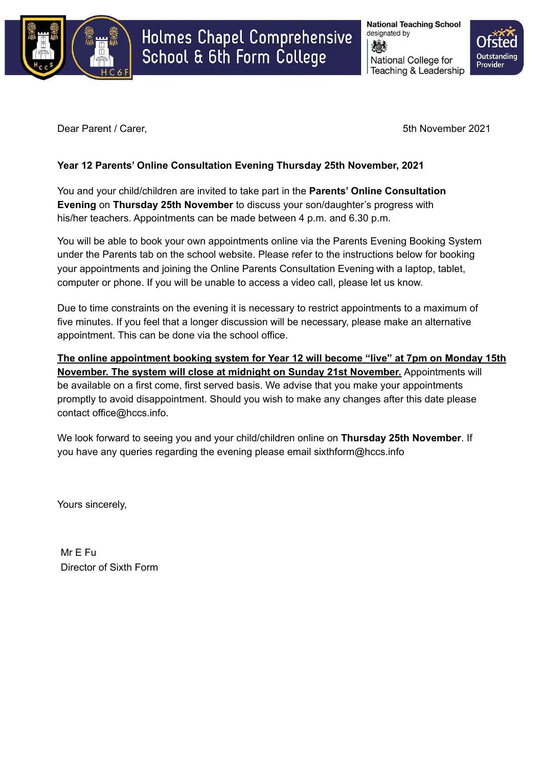# Holmes Chapel Comprehensive School & 6th Form College

National Teaching School designated by National College for Teaching & Leadership

Ofsted Outstanding Provider

Dear Parent / Carer,

5th November 2021

**Year 12 Parents' Online Consultation Evening Thursday 25th November, 2021**

You and your child/children are invited to take part in the **Parents' Online Consultation Evening** on **Thursday 25th November** to discuss your son/daughter's progress with his/her teachers. Appointments can be made between 4 p.m. and 6.30 p.m.

You will be able to book your own appointments online via the Parents Evening Booking System under the Parents tab on the school website. Please refer to the instructions below for booking your appointments and joining the Online Parents Consultation Evening with a laptop, tablet, computer or phone. If you will be unable to access a video call, please let us know.

Due to time constraints on the evening it is necessary to restrict appointments to a maximum of five minutes. If you feel that a longer discussion will be necessary, please make an alternative appointment. This can be done via the school office.

<u>**The online appointment booking system for Year 12 will become "live" at 7pm on Monday 15th November. The system will close at midnight on Sunday 21st November.**</u> Appointments will be available on a first come, first served basis. We advise that you make your appointments promptly to avoid disappointment. Should you wish to make any changes after this date please contact office@hccs.info.

We look forward to seeing you and your child/children online on **Thursday 25th November**. If you have any queries regarding the evening please email sixthform@hccs.info

Yours sincerely,

Mr E Fu
Director of Sixth Form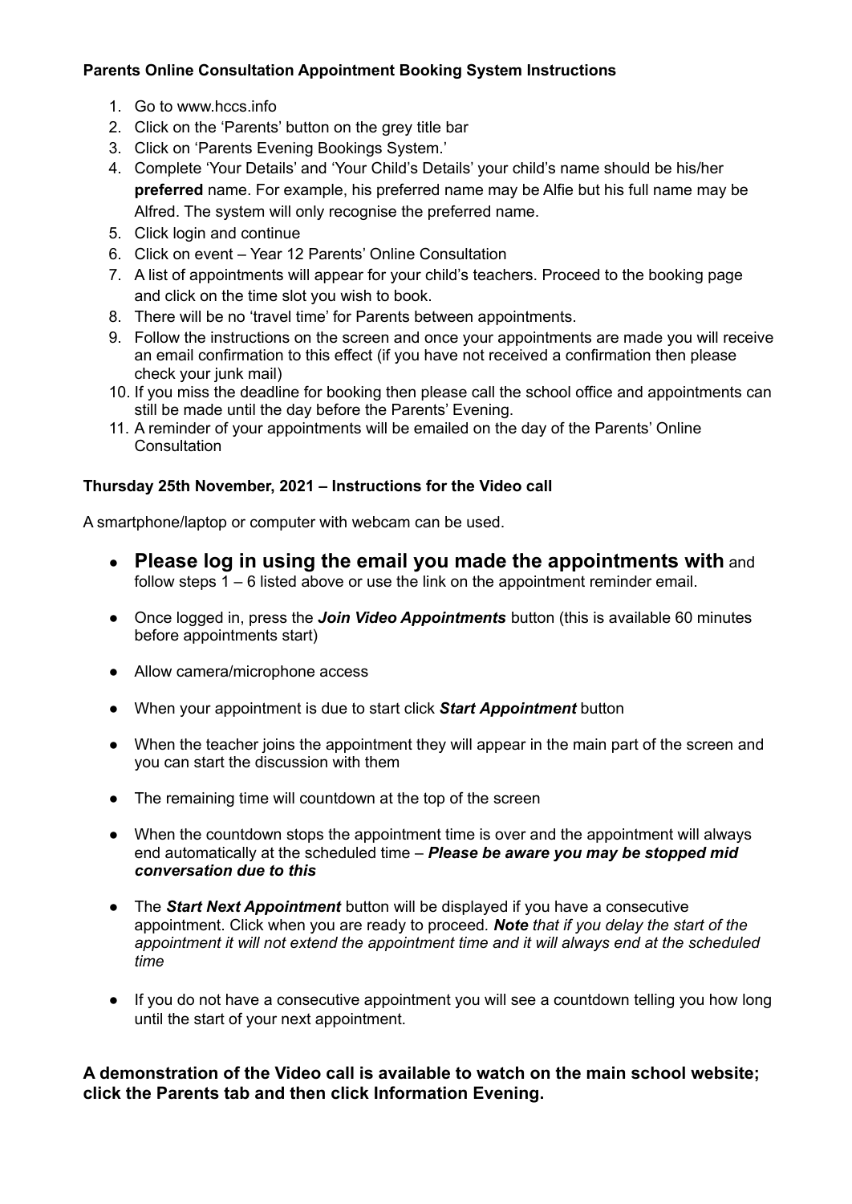**Parents Online Consultation Appointment Booking System Instructions**

1. Go to www.hccs.info
2. Click on the 'Parents' button on the grey title bar
3. Click on 'Parents Evening Bookings System.'
4. Complete 'Your Details' and 'Your Child's Details' your child's name should be his/her **preferred** name. For example, his preferred name may be Alfie but his full name may be Alfred. The system will only recognise the preferred name.
5. Click login and continue
6. Click on event – Year 12 Parents' Online Consultation
7. A list of appointments will appear for your child's teachers. Proceed to the booking page and click on the time slot you wish to book.
8. There will be no 'travel time' for Parents between appointments.
9. Follow the instructions on the screen and once your appointments are made you will receive an email confirmation to this effect (if you have not received a confirmation then please check your junk mail)
10. If you miss the deadline for booking then please call the school office and appointments can still be made until the day before the Parents' Evening.
11. A reminder of your appointments will be emailed on the day of the Parents' Online Consultation

**Thursday 25th November, 2021 – Instructions for the Video call**

A smartphone/laptop or computer with webcam can be used.

- **Please log in using the email you made the appointments with** and follow steps 1 – 6 listed above or use the link on the appointment reminder email.
- Once logged in, press the ***Join Video Appointments*** button (this is available 60 minutes before appointments start)
- Allow camera/microphone access
- When your appointment is due to start click ***Start Appointment*** button
- When the teacher joins the appointment they will appear in the main part of the screen and you can start the discussion with them
- The remaining time will countdown at the top of the screen
- When the countdown stops the appointment time is over and the appointment will always end automatically at the scheduled time – ***Please be aware you may be stopped mid conversation due to this***
- The ***Start Next Appointment*** button will be displayed if you have a consecutive appointment. Click when you are ready to proceed. ***Note*** *that if you delay the start of the appointment it will not extend the appointment time and it will always end at the scheduled time*
- If you do not have a consecutive appointment you will see a countdown telling you how long until the start of your next appointment.

**A demonstration of the Video call is available to watch on the main school website; click the Parents tab and then click Information Evening.**